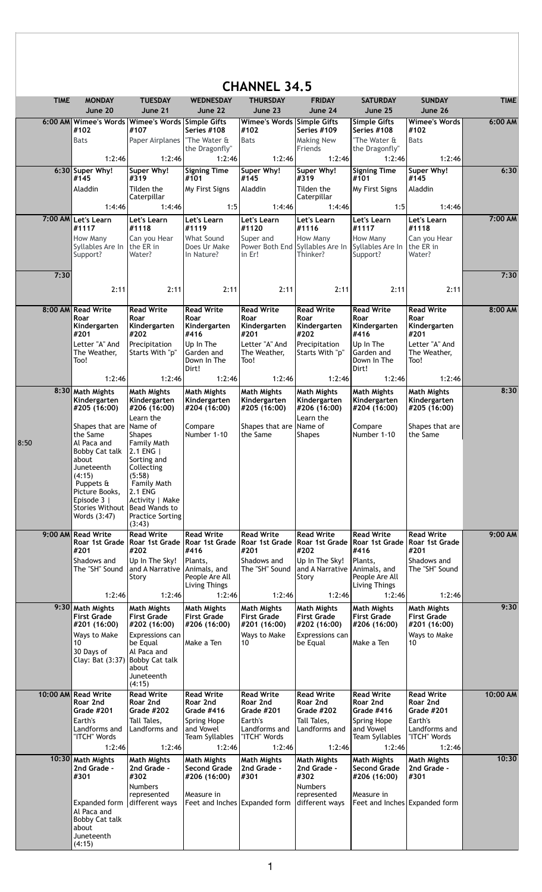# CHANNEL 34.5

| TIME | MONDAY June 20 | TUESDAY June 21 | WEDNESDAY June 22 | THURSDAY June 23 | FRIDAY June 24 | SATURDAY June 25 | SUNDAY June 26 | TIME |
|---|---|---|---|---|---|---|---|---|
| 6:00 AM | **Wimee's Words #102** Bats 1:2:46 | **Wimee's Words #107** Paper Airplanes 1:2:46 | **Simple Gifts Series #108** "The Water & the Dragonfly" 1:2:46 | **Wimee's Words #102** Bats 1:2:46 | **Simple Gifts Series #109** Making New Friends 1:2:46 | **Simple Gifts Series #108** "The Water & the Dragonfly" 1:2:46 | **Wimee's Words #102** Bats 1:2:46 | 6:00 AM |
| 6:30 | **Super Why! #145** Aladdin 1:4:46 | **Super Why! #319** Tilden the Caterpillar 1:4:46 | **Signing Time #101** My First Signs 1:5 | **Super Why! #145** Aladdin 1:4:46 | **Super Why! #319** Tilden the Caterpillar 1:4:46 | **Signing Time #101** My First Signs 1:5 | **Super Why! #145** Aladdin 1:4:46 | 6:30 |
| 7:00 AM | **Let's Learn #1117** How Many Syllables Are In Support? | **Let's Learn #1118** Can you Hear the ER in Water? | **Let's Learn #1119** What Sound Does Ur Make In Nature? | **Let's Learn #1120** Super and Power Both End in Er! | **Let's Learn #1116** How Many Syllables Are In Thinker? | **Let's Learn #1117** How Many Syllables Are In Support? | **Let's Learn #1118** Can you Hear the ER in Water? | 7:00 AM |
| 7:30 | 2:11 | 2:11 | 2:11 | 2:11 | 2:11 | 2:11 | 2:11 | 7:30 |
| 8:00 AM | **Read Write Roar Kindergarten #201** Letter "A" And The Weather, Too! 1:2:46 | **Read Write Roar Kindergarten #202** Precipitation Starts With "p" 1:2:46 | **Read Write Roar Kindergarten #416** Up In The Garden and Down In The Dirt! 1:2:46 | **Read Write Roar Kindergarten #201** Letter "A" And The Weather, Too! 1:2:46 | **Read Write Roar Kindergarten #202** Precipitation Starts With "p" 1:2:46 | **Read Write Roar Kindergarten #416** Up In The Garden and Down In The Dirt! 1:2:46 | **Read Write Roar Kindergarten #201** Letter "A" And The Weather, Too! 1:2:46 | 8:00 AM |
| 8:30 (8:50) | **Math Mights Kindergarten #205 (16:00)** Shapes that are the Same; Al Paca and Bobby Cat talk about Juneteenth (4:15); Puppets & Picture Books, Episode 3 \| Stories Without Words (3:47) | **Math Mights Kindergarten #206 (16:00)** Learn the Name of Shapes; Family Math 2.1 ENG \| Sorting and Collecting (5:58); Family Math 2.1 ENG Activity \| Make Bead Wands to Practice Sorting (3:43) | **Math Mights Kindergarten #204 (16:00)** Compare Number 1-10 | **Math Mights Kindergarten #205 (16:00)** Shapes that are the Same | **Math Mights Kindergarten #206 (16:00)** Learn the Name of Shapes | **Math Mights Kindergarten #204 (16:00)** Compare Number 1-10 | **Math Mights Kindergarten #205 (16:00)** Shapes that are the Same | 8:30 |
| 9:00 AM | **Read Write Roar 1st Grade #201** Shadows and The "SH" Sound 1:2:46 | **Read Write Roar 1st Grade #202** Up In The Sky! and A Narrative Story 1:2:46 | **Read Write Roar 1st Grade #416** Plants, Animals, and People Are All Living Things 1:2:46 | **Read Write Roar 1st Grade #201** Shadows and The "SH" Sound 1:2:46 | **Read Write Roar 1st Grade #202** Up In The Sky! and A Narrative Story 1:2:46 | **Read Write Roar 1st Grade #416** Plants, Animals, and People Are All Living Things 1:2:46 | **Read Write Roar 1st Grade #201** Shadows and The "SH" Sound 1:2:46 | 9:00 AM |
| 9:30 | **Math Mights First Grade #201 (16:00)** Ways to Make 10; 30 Days of Clay: Bat (3:37) | **Math Mights First Grade #202 (16:00)** Expressions can be Equal; Al Paca and Bobby Cat talk about Juneteenth (4:15) | **Math Mights First Grade #206 (16:00)** Make a Ten | **Math Mights First Grade #201 (16:00)** Ways to Make 10 | **Math Mights First Grade #202 (16:00)** Expressions can be Equal | **Math Mights First Grade #206 (16:00)** Make a Ten | **Math Mights First Grade #201 (16:00)** Ways to Make 10 | 9:30 |
| 10:00 AM | **Read Write Roar 2nd Grade #201** Earth's Landforms and "ITCH" Words 1:2:46 | **Read Write Roar 2nd Grade #202** Tall Tales, Landforms and 1:2:46 | **Read Write Roar 2nd Grade #416** Spring Hope and Vowel Team Syllables 1:2:46 | **Read Write Roar 2nd Grade #201** Earth's Landforms and "ITCH" Words 1:2:46 | **Read Write Roar 2nd Grade #202** Tall Tales, Landforms and 1:2:46 | **Read Write Roar 2nd Grade #416** Spring Hope and Vowel Team Syllables 1:2:46 | **Read Write Roar 2nd Grade #201** Earth's Landforms and "ITCH" Words 1:2:46 | 10:00 AM |
| 10:30 | **Math Mights 2nd Grade - #301** Expanded form; Al Paca and Bobby Cat talk about Juneteenth (4:15) | **Math Mights 2nd Grade - #302** Numbers represented different ways | **Math Mights Second Grade #206 (16:00)** Measure in Feet and Inches | **Math Mights 2nd Grade - #301** Expanded form | **Math Mights 2nd Grade - #302** Numbers represented different ways | **Math Mights Second Grade #206 (16:00)** Measure in Feet and Inches | **Math Mights 2nd Grade - #301** Expanded form | 10:30 |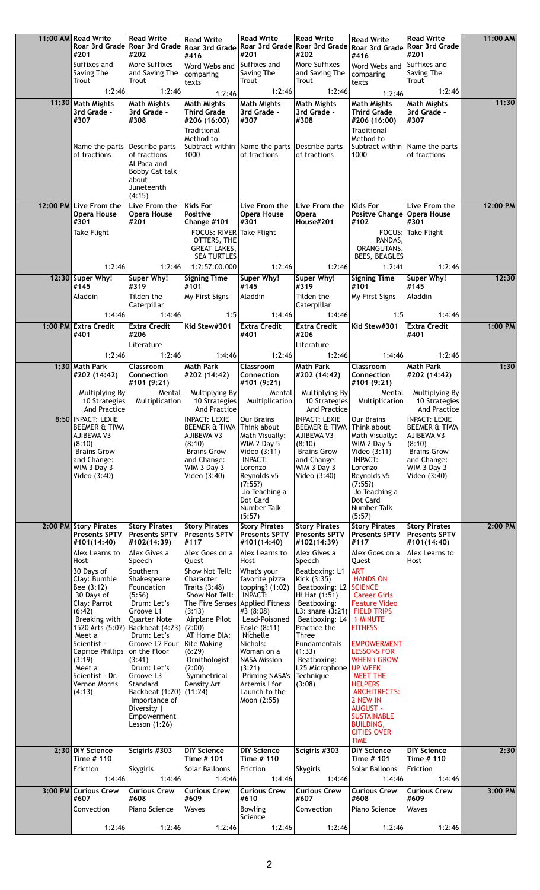| 11:00 AM | Read Write Roar 3rd Grade #201 Suffixes and Saving The Trout 1:2:46 | Read Write Roar 3rd Grade #202 More Suffixes and Saving The Trout 1:2:46 | Read Write Roar 3rd Grade #416 Word Webs and comparing texts 1:2:46 | Read Write Roar 3rd Grade #201 Suffixes and Saving The Trout 1:2:46 | Read Write Roar 3rd Grade #202 More Suffixes and Saving The Trout 1:2:46 | Read Write Roar 3rd Grade #416 Word Webs and comparing texts 1:2:46 | Read Write Roar 3rd Grade #201 Suffixes and Saving The Trout 1:2:46 | 11:00 AM |
|---|---|---|---|---|---|---|---|---|
| 11:30 | Math Mights 3rd Grade - #307 Name the parts of fractions | Math Mights 3rd Grade - #308 Describe parts of fractions Al Paca and Bobby Cat talk about Juneteenth (4:15) | Math Mights Third Grade #206 (16:00) Traditional Method to Subtract within 1000 | Math Mights 3rd Grade - #307 Name the parts of fractions | Math Mights 3rd Grade - #308 Describe parts of fractions | Math Mights Third Grade #206 (16:00) Traditional Method to Subtract within 1000 | Math Mights 3rd Grade - #307 Name the parts of fractions | 11:30 |
| 12:00 PM | Live From the Opera House #301 Take Flight 1:2:46 | Live From the Opera House #201 1:2:46 | Kids For Positive Change #101 FOCUS: RIVER OTTERS, THE GREAT LAKES, SEA TURTLES 1:2:57:00.000 | Live From the Opera House #301 Take Flight 1:2:46 | Live From the Opera House#201 1:2:46 | Kids For Positve Change #102 FOCUS: PANDAS, ORANGUTANS, BEES, BEAGLES 1:2:41 | Live From the Opera House #301 Take Flight 1:2:46 | 12:00 PM |
| 12:30 | Super Why! #145 Aladdin 1:4:46 | Super Why! #319 Tilden the Caterpillar 1:4:46 | Signing Time #101 My First Signs 1:5 | Super Why! #145 Aladdin 1:4:46 | Super Why! #319 Tilden the Caterpillar 1:4:46 | Signing Time #101 My First Signs 1:5 | Super Why! #145 Aladdin 1:4:46 | 12:30 |
| 1:00 PM | Extra Credit #401 1:2:46 | Extra Credit #206 Literature 1:2:46 | Kid Stew#301 1:4:46 | Extra Credit #401 1:2:46 | Extra Credit #206 Literature 1:2:46 | Kid Stew#301 1:4:46 | Extra Credit #401 1:2:46 | 1:00 PM |
| 1:30 | Math Park #202 (14:42) Multiplying By 10 Strategies And Practice 8:50 INPACT: LEXIE BEEMER & TIWA AJIBEWA V3 (8:10) Brains Grow and Change: WIM 3 Day 3 Video (3:40) | Classroom Connection #101 (9:21) Mental Multiplication | Math Park #202 (14:42) Multiplying By 10 Strategies And Practice INPACT: LEXIE BEEMER & TIWA AJIBEWA V3 (8:10) Brains Grow and Change: WIM 3 Day 3 Video (3:40) | Classroom Connection #101 (9:21) Mental Multiplication Our Brains Think about Math Visually: WIM 2 Day 5 Video (3:11) INPACT: Lorenzo Reynolds v5 (7:55?) Jo Teaching a Dot Card Number Talk (5:57) | Math Park #202 (14:42) Multiplying By 10 Strategies And Practice INPACT: LEXIE BEEMER & TIWA AJIBEWA V3 (8:10) Brains Grow and Change: WIM 3 Day 3 Video (3:40) | Classroom Connection #101 (9:21) Mental Multiplication Our Brains Think about Math Visually: WIM 2 Day 5 Video (3:11) INPACT: Lorenzo Reynolds v5 (7:55?) Jo Teaching a Dot Card Number Talk (5:57) | Math Park #202 (14:42) Multiplying By 10 Strategies And Practice INPACT: LEXIE BEEMER & TIWA AJIBEWA V3 (8:10) Brains Grow and Change: WIM 3 Day 3 Video (3:40) | 1:30 |
| 2:00 PM | Story Pirates Presents SPTV #101(14:40) Alex Learns to Host 30 Days of Clay: Bumble Bee (3:12) 30 Days of Clay: Parrot (6:42) Breaking with 1520 Arts (5:07) Meet a Scientist - Caprice Phillips (3:19) Meet a Scientist - Dr. Vernon Morris (4:13) | Story Pirates Presents SPTV #102(14:39) Alex Gives a Speech Southern Shakespeare Foundation (5:56) Drum: Let's Groove L1 Quarter Note Backbeat (4:23) Drum: Let's Groove L2 Four on the Floor (3:41) Drum: Let's Groove L3 Standard Backbeat (1:20) Importance of Diversity \| Empowerment Lesson (1:26) | Story Pirates Presents SPTV #117 Alex Goes on a Quest Show Not Tell: Character Traits (3:48) Show Not Tell: The Five Senses (3:13) Airplane Pilot (2:00) AT Home DIA: Kite Making (6:29) Ornithologist (2:00) Symmetrical Density Art (11:24) | Story Pirates Presents SPTV #101(14:40) Alex Learns to Host What's your favorite pizza topping? (1:02) INPACT: Applied Fitness #3 (8:08) Lead-Poisoned Eagle (8:11) Nichelle Nichols: Woman on a NASA Mission (3:21) Priming NASA's Artemis I for Launch to the Moon (2:55) | Story Pirates Presents SPTV #102(14:39) Alex Gives a Speech Beatboxing: L1 Kick (3:35) Beatboxing: L2 Hi Hat (1:51) Beatboxing: L3: snare (3:21) Beatboxing: L4 Practice the Three Fundamentals (1:33) Beatboxing: L25 Microphone Technique (3:08) | Story Pirates Presents SPTV #117 Alex Goes on a Quest ART HANDS ON SCIENCE Career Girls Feature Video FIELD TRIPS 1 MINUTE FITNESS EMPOWERMENT LESSONS FOR WHEN I GROW UP WEEK MEET THE HELPERS ARCHITRECTS: 2 NEW IN AUGUST - SUSTAINABLE BUILDING, CITIES OVER TIME | Story Pirates Presents SPTV #101(14:40) Alex Learns to Host | 2:00 PM |
| 2:30 | DIY Science Time # 110 Friction 1:4:46 | Scigirls #303 Skygirls 1:4:46 | DIY Science Time # 101 Solar Balloons 1:4:46 | DIY Science Time # 110 Friction 1:4:46 | Scigirls #303 Skygirls 1:4:46 | DIY Science Time # 101 Solar Balloons 1:4:46 | DIY Science Time # 110 Friction 1:4:46 | 2:30 |
| 3:00 PM | Curious Crew #607 Convection 1:2:46 | Curious Crew #608 Piano Science 1:2:46 | Curious Crew #609 Waves 1:2:46 | Curious Crew #610 Bowling Science 1:2:46 | Curious Crew #607 Convection 1:2:46 | Curious Crew #608 Piano Science 1:2:46 | Curious Crew #609 Waves 1:2:46 | 3:00 PM |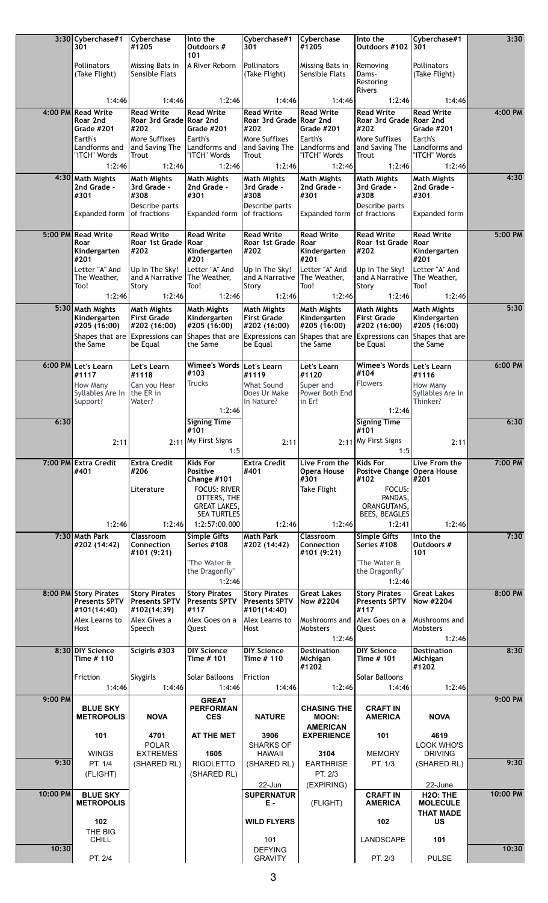| Time | Col 1 | Col 2 | Col 3 | Col 4 | Col 5 | Col 6 | Col 7 | Time |
|---|---|---|---|---|---|---|---|---|
| 3:30 | **Cyberchase#1 301**<br>Pollinators (Take Flight)<br>1:4:46 | **Cyberchase #1205**<br>Missing Bats in Sensible Flats<br>1:4:46 | **Into the Outdoors # 101**<br>A River Reborn<br>1:2:46 | **Cyberchase#1 301**<br>Pollinators (Take Flight)<br>1:4:46 | **Cyberchase #1205**<br>Missing Bats in Sensible Flats<br>1:4:46 | **Into the Outdoors #102**<br>Removing Dams- Restoring Rivers<br>1:2:46 | **Cyberchase#1 301**<br>Pollinators (Take Flight)<br>1:4:46 | 3:30 |
| 4:00 PM | **Read Write Roar 2nd Grade #201**<br>Earth's Landforms and "ITCH" Words<br>1:2:46 | **Read Write Roar 3rd Grade #202**<br>More Suffixes and Saving The Trout<br>1:2:46 | **Read Write Roar 2nd Grade #201**<br>Earth's Landforms and "ITCH" Words<br>1:2:46 | **Read Write Roar 3rd Grade #202**<br>More Suffixes and Saving The Trout<br>1:2:46 | **Read Write Roar 2nd Grade #201**<br>Earth's Landforms and "ITCH" Words<br>1:2:46 | **Read Write Roar 3rd Grade #202**<br>More Suffixes and Saving The Trout<br>1:2:46 | **Read Write Roar 2nd Grade #201**<br>Earth's Landforms and "ITCH" Words<br>1:2:46 | 4:00 PM |
| 4:30 | **Math Mights 2nd Grade - #301**<br>Expanded form | **Math Mights 3rd Grade - #308**<br>Describe parts of fractions | **Math Mights 2nd Grade - #301**<br>Expanded form | **Math Mights 3rd Grade - #308**<br>Describe parts of fractions | **Math Mights 2nd Grade - #301**<br>Expanded form | **Math Mights 3rd Grade - #308**<br>Describe parts of fractions | **Math Mights 2nd Grade - #301**<br>Expanded form | 4:30 |
| 5:00 PM | **Read Write Roar Kindergarten #201**<br>Letter "A" And The Weather, Too!<br>1:2:46 | **Read Write Roar 1st Grade #202**<br>Up In The Sky! and A Narrative Story<br>1:2:46 | **Read Write Roar Kindergarten #201**<br>Letter "A" And The Weather, Too!<br>1:2:46 | **Read Write Roar 1st Grade #202**<br>Up In The Sky! and A Narrative Story<br>1:2:46 | **Read Write Roar Kindergarten #201**<br>Letter "A" And The Weather, Too!<br>1:2:46 | **Read Write Roar 1st Grade #202**<br>Up In The Sky! and A Narrative Story<br>1:2:46 | **Read Write Roar Kindergarten #201**<br>Letter "A" And The Weather, Too!<br>1:2:46 | 5:00 PM |
| 5:30 | **Math Mights Kindergarten #205 (16:00)**<br>Shapes that are the Same | **Math Mights First Grade #202 (16:00)**<br>Expressions can be Equal | **Math Mights Kindergarten #205 (16:00)**<br>Shapes that are the Same | **Math Mights First Grade #202 (16:00)**<br>Expressions can be Equal | **Math Mights Kindergarten #205 (16:00)**<br>Shapes that are the Same | **Math Mights First Grade #202 (16:00)**<br>Expressions can be Equal | **Math Mights Kindergarten #205 (16:00)**<br>Shapes that are the Same | 5:30 |
| 6:00 PM | **Let's Learn #1117**<br>How Many Syllables Are In Support?<br>2:11 | **Let's Learn #1118**<br>Can you Hear the ER in Water?<br>2:11 | **Wimee's Words #103**<br>Trucks<br>1:2:46 | **Let's Learn #1119**<br>What Sound Does Ur Make In Nature?<br>2:11 | **Let's Learn #1120**<br>Super and Power Both End in Er!<br>2:11 | **Wimee's Words #104**<br>Flowers<br>1:2:46 | **Let's Learn #1116**<br>How Many Syllables Are In Thinker?<br>2:11 | 6:00 PM |
| 6:30 | | | **Signing Time #101**<br>My First Signs<br>1:5 | | | **Signing Time #101**<br>My First Signs<br>1:5 | | 6:30 |
| 7:00 PM | **Extra Credit #401**<br>1:2:46 | **Extra Credit #206**<br>Literature<br>1:2:46 | **Kids For Positive Change #101**<br>FOCUS: RIVER OTTERS, THE GREAT LAKES, SEA TURTLES<br>1:2:57:00.000 | **Extra Credit #401**<br>1:2:46 | **Live From the Opera House #301**<br>Take Flight<br>1:2:46 | **Kids For Positve Change #102**<br>FOCUS: PANDAS, ORANGUTANS, BEES, BEAGLES<br>1:2:41 | **Live From the Opera House #201**<br>1:2:46 | 7:00 PM |
| 7:30 | **Math Park #202 (14:42)** | **Classroom Connection #101 (9:21)** | **Simple Gifts Series #108**<br>"The Water & the Dragonfly"<br>1:2:46 | **Math Park #202 (14:42)** | **Classroom Connection #101 (9:21)** | **Simple Gifts Series #108**<br>"The Water & the Dragonfly"<br>1:2:46 | **Into the Outdoors # 101** | 7:30 |
| 8:00 PM | **Story Pirates Presents SPTV #101(14:40)**<br>Alex Learns to Host | **Story Pirates Presents SPTV #102(14:39)**<br>Alex Gives a Speech | **Story Pirates Presents SPTV #117**<br>Alex Goes on a Quest | **Story Pirates Presents SPTV #101(14:40)**<br>Alex Learns to Host | **Great Lakes Now #2204**<br>Mushrooms and Mobsters<br>1:2:46 | **Story Pirates Presents SPTV #117**<br>Alex Goes on a Quest | **Great Lakes Now #2204**<br>Mushrooms and Mobsters<br>1:2:46 | 8:00 PM |
| 8:30 | **DIY Science Time # 110**<br>Friction<br>1:4:46 | **Scigirls #303**<br>Skygirls<br>1:4:46 | **DIY Science Time # 101**<br>Solar Balloons<br>1:4:46 | **DIY Science Time # 110**<br>Friction<br>1:4:46 | **Destination Michigan #1202**<br>1:2:46 | **DIY Science Time # 101**<br>Solar Balloons<br>1:4:46 | **Destination Michigan #1202**<br>1:2:46 | 8:30 |
| 9:00 PM | **BLUE SKY METROPOLIS**<br>101<br>WINGS<br>PT. 1/4<br>(FLIGHT) | **NOVA**<br>4701<br>POLAR EXTREMES<br>(SHARED RL) | **GREAT PERFORMANCES AT THE MET**<br>1605<br>RIGOLETTO<br>(SHARED RL) | **NATURE**<br>3906<br>SHARKS OF HAWAII<br>(SHARED RL)<br>22-Jun | **CHASING THE MOON: AMERICAN EXPERIENCE**<br>3104<br>EARTHRISE<br>PT. 2/3<br>(EXPIRING)<br>(FLIGHT) | **CRAFT IN AMERICA**<br>101<br>MEMORY<br>PT. 1/3 | **NOVA**<br>4619<br>LOOK WHO'S DRIVING<br>(SHARED RL)<br>22-June | 9:00 PM |
| 9:30 | | | | | | | | 9:30 |
| 10:00 PM | **BLUE SKY METROPOLIS**<br>102<br>THE BIG CHILL<br>PT. 2/4 | | | **SUPERNATURE - WILD FLYERS**<br>101<br>DEFYING GRAVITY | | **CRAFT IN AMERICA**<br>102<br>LANDSCAPE<br>PT. 2/3 | **H2O: THE MOLECULE THAT MADE US**<br>101<br>PULSE | 10:00 PM |
| 10:30 | | | | | | | | 10:30 |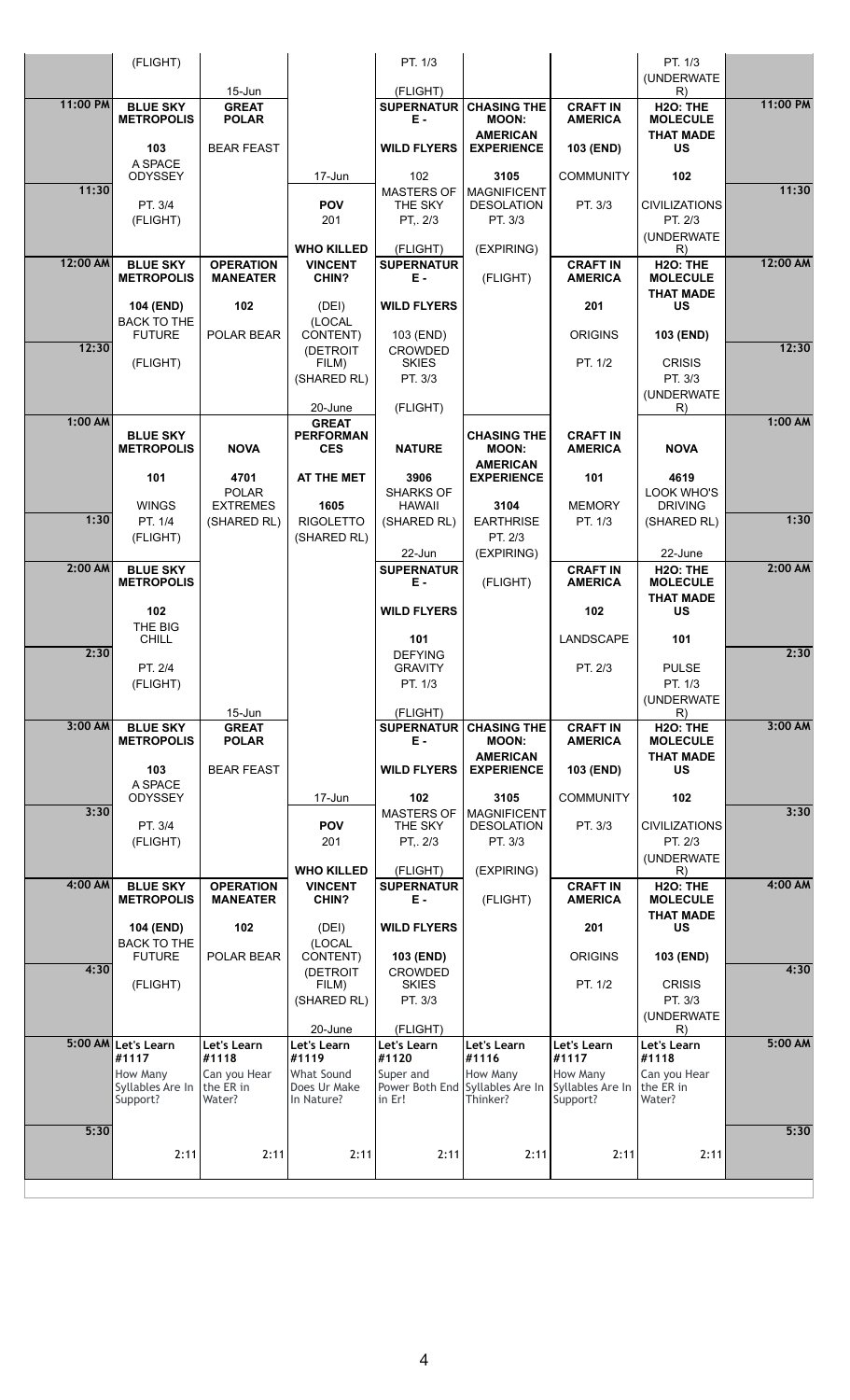| | | | | | | | | |
|---|---|---|---|---|---|---|---|---|
| | (FLIGHT) | 15-Jun | | PT. 1/3 (FLIGHT) | | | PT. 1/3 (UNDERWATER) | |
| 11:00 PM | **BLUE SKY METROPOLIS** **103** A SPACE ODYSSEY | **GREAT POLAR** BEAR FEAST | 17-Jun | **SUPERNATURE - WILD FLYERS** 102 MASTERS OF THE SKY PT,. 2/3 (FLIGHT) | **CHASING THE MOON: AMERICAN EXPERIENCE** **3105** DESOLATION PT. 3/3 (EXPIRING) | **CRAFT IN AMERICA** **103 (END)** COMMUNITY PT. 3/3 | **H2O: THE MOLECULE THAT MADE US** **102** CIVILIZATIONS PT. 2/3 (UNDERWATER) | 11:00 PM |
| 11:30 | PT. 3/4 (FLIGHT) | | **POV** 201 **WHO KILLED** | | MAGNIFICENT | | | 11:30 |
| 12:00 AM | **BLUE SKY METROPOLIS** **104 (END)** BACK TO THE FUTURE (FLIGHT) | **OPERATION MANEATER** **102** POLAR BEAR | **VINCENT CHIN?** (DEI) (LOCAL CONTENT) (DETROIT FILM) (SHARED RL) 20-June | **SUPERNATURE - WILD FLYERS** 103 (END) CROWDED SKIES PT. 3/3 (FLIGHT) | (FLIGHT) | **CRAFT IN AMERICA** **201** ORIGINS PT. 1/2 | **H2O: THE MOLECULE THAT MADE US** **103 (END)** CRISIS PT. 3/3 (UNDERWATER) | 12:00 AM |
| 12:30 | | | | | | | | 12:30 |
| 1:00 AM | **BLUE SKY METROPOLIS** **101** WINGS PT. 1/4 (FLIGHT) | **NOVA** **4701** POLAR EXTREMES (SHARED RL) | **GREAT PERFORMANCES AT THE MET** **1605** RIGOLETTO (SHARED RL) | **NATURE** **3906** SHARKS OF HAWAII (SHARED RL) 22-Jun | **CHASING THE MOON: AMERICAN EXPERIENCE** **3104** EARTHRISE PT. 2/3 (EXPIRING) | **CRAFT IN AMERICA** **101** MEMORY PT. 1/3 | **NOVA** **4619** LOOK WHO'S DRIVING (SHARED RL) 22-June | 1:00 AM |
| 1:30 | | | | | | | | 1:30 |
| 2:00 AM | **BLUE SKY METROPOLIS** **102** THE BIG CHILL PT. 2/4 (FLIGHT) | 15-Jun | | **SUPERNATURE - WILD FLYERS** **101** DEFYING GRAVITY PT. 1/3 (FLIGHT) | (FLIGHT) | **CRAFT IN AMERICA** **102** LANDSCAPE PT. 2/3 | **H2O: THE MOLECULE THAT MADE US** **101** PULSE PT. 1/3 (UNDERWATER) | 2:00 AM |
| 2:30 | | | | | | | | 2:30 |
| 3:00 AM | **BLUE SKY METROPOLIS** **103** A SPACE ODYSSEY PT. 3/4 (FLIGHT) | **GREAT POLAR** BEAR FEAST | 17-Jun **POV** 201 **WHO KILLED** | **SUPERNATURE - WILD FLYERS** **102** MASTERS OF THE SKY PT,. 2/3 (FLIGHT) | **CHASING THE MOON: AMERICAN EXPERIENCE** **3105** MAGNIFICENT DESOLATION PT. 3/3 (EXPIRING) | **CRAFT IN AMERICA** **103 (END)** COMMUNITY PT. 3/3 | **H2O: THE MOLECULE THAT MADE US** **102** CIVILIZATIONS PT. 2/3 (UNDERWATER) | 3:00 AM |
| 3:30 | | | | | | | | 3:30 |
| 4:00 AM | **BLUE SKY METROPOLIS** **104 (END)** BACK TO THE FUTURE (FLIGHT) | **OPERATION MANEATER** **102** POLAR BEAR | **VINCENT CHIN?** (DEI) (LOCAL CONTENT) (DETROIT FILM) (SHARED RL) 20-June | **SUPERNATURE - WILD FLYERS** **103 (END)** CROWDED SKIES PT. 3/3 (FLIGHT) | (FLIGHT) | **CRAFT IN AMERICA** **201** ORIGINS PT. 1/2 | **H2O: THE MOLECULE THAT MADE US** **103 (END)** CRISIS PT. 3/3 (UNDERWATER) | 4:00 AM |
| 4:30 | | | | | | | | 4:30 |
| 5:00 AM | **Let's Learn #1117** How Many Syllables Are In Support? | **Let's Learn #1118** Can you Hear the ER in Water? | **Let's Learn #1119** What Sound Does Ur Make In Nature? | **Let's Learn #1120** Super and Power Both End in Er! | **Let's Learn #1116** How Many Syllables Are In Thinker? | **Let's Learn #1117** How Many Syllables Are In Support? | **Let's Learn #1118** Can you Hear the ER in Water? | 5:00 AM |
| 5:30 | 2:11 | 2:11 | 2:11 | 2:11 | 2:11 | 2:11 | 2:11 | 5:30 |